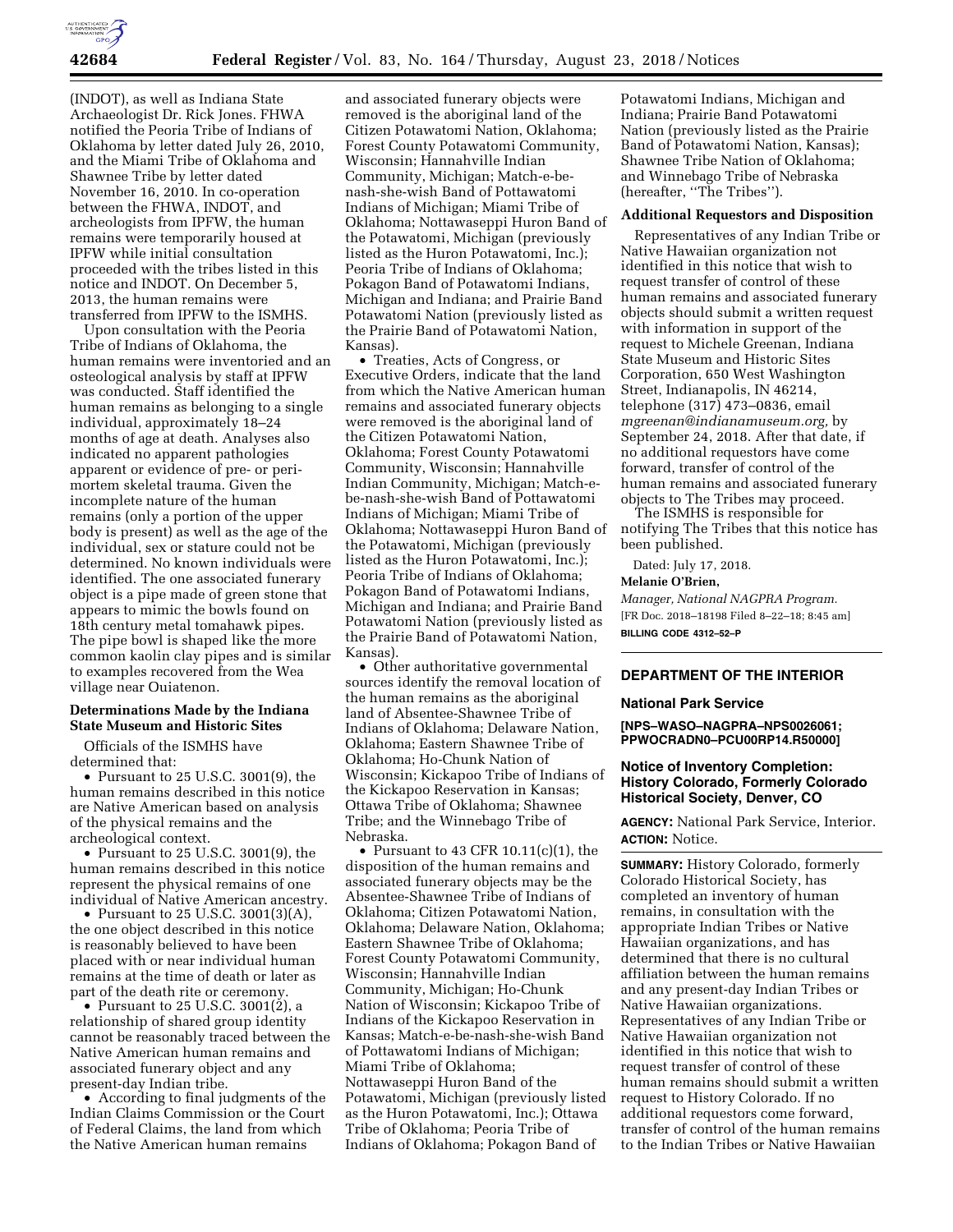(INDOT), as well as Indiana State Archaeologist Dr. Rick Jones. FHWA notified the Peoria Tribe of Indians of Oklahoma by letter dated July 26, 2010, and the Miami Tribe of Oklahoma and Shawnee Tribe by letter dated November 16, 2010. In co-operation between the FHWA, INDOT, and archeologists from IPFW, the human remains were temporarily housed at IPFW while initial consultation proceeded with the tribes listed in this notice and INDOT. On December 5, 2013, the human remains were transferred from IPFW to the ISMHS.

Upon consultation with the Peoria Tribe of Indians of Oklahoma, the human remains were inventoried and an osteological analysis by staff at IPFW was conducted. Staff identified the human remains as belonging to a single individual, approximately 18–24 months of age at death. Analyses also indicated no apparent pathologies apparent or evidence of pre- or peri-mortem skeletal trauma. Given the incomplete nature of the human remains (only a portion of the upper body is present) as well as the age of the individual, sex or stature could not be determined. No known individuals were identified. The one associated funerary object is a pipe made of green stone that appears to mimic the bowls found on 18th century metal tomahawk pipes. The pipe bowl is shaped like the more common kaolin clay pipes and is similar to examples recovered from the Wea village near Ouiatenon.

### Determinations Made by the Indiana State Museum and Historic Sites

Officials of the ISMHS have determined that:

- Pursuant to 25 U.S.C. 3001(9), the human remains described in this notice are Native American based on analysis of the physical remains and the archeological context.
- Pursuant to 25 U.S.C. 3001(9), the human remains described in this notice represent the physical remains of one individual of Native American ancestry.
- Pursuant to 25 U.S.C. 3001(3)(A), the one object described in this notice is reasonably believed to have been placed with or near individual human remains at the time of death or later as part of the death rite or ceremony.
- Pursuant to 25 U.S.C. 3001(2), a relationship of shared group identity cannot be reasonably traced between the Native American human remains and associated funerary object and any present-day Indian tribe.
- According to final judgments of the Indian Claims Commission or the Court of Federal Claims, the land from which the Native American human remains and associated funerary objects were removed is the aboriginal land of the Citizen Potawatomi Nation, Oklahoma; Forest County Potawatomi Community, Wisconsin; Hannahville Indian Community, Michigan; Match-e-be-nash-she-wish Band of Pottawatomi Indians of Michigan; Miami Tribe of Oklahoma; Nottawaseppi Huron Band of the Potawatomi, Michigan (previously listed as the Huron Potawatomi, Inc.); Peoria Tribe of Indians of Oklahoma; Pokagon Band of Potawatomi Indians, Michigan and Indiana; and Prairie Band Potawatomi Nation (previously listed as the Prairie Band of Potawatomi Nation, Kansas).
- Treaties, Acts of Congress, or Executive Orders, indicate that the land from which the Native American human remains and associated funerary objects were removed is the aboriginal land of the Citizen Potawatomi Nation, Oklahoma; Forest County Potawatomi Community, Wisconsin; Hannahville Indian Community, Michigan; Match-e-be-nash-she-wish Band of Pottawatomi Indians of Michigan; Miami Tribe of Oklahoma; Nottawaseppi Huron Band of the Potawatomi, Michigan (previously listed as the Huron Potawatomi, Inc.); Peoria Tribe of Indians of Oklahoma; Pokagon Band of Potawatomi Indians, Michigan and Indiana; and Prairie Band Potawatomi Nation (previously listed as the Prairie Band of Potawatomi Nation, Kansas).
- Other authoritative governmental sources identify the removal location of the human remains as the aboriginal land of Absentee-Shawnee Tribe of Indians of Oklahoma; Delaware Nation, Oklahoma; Eastern Shawnee Tribe of Oklahoma; Ho-Chunk Nation of Wisconsin; Kickapoo Tribe of Indians of the Kickapoo Reservation in Kansas; Ottawa Tribe of Oklahoma; Shawnee Tribe; and the Winnebago Tribe of Nebraska.
- Pursuant to 43 CFR 10.11(c)(1), the disposition of the human remains and associated funerary objects may be the Absentee-Shawnee Tribe of Indians of Oklahoma; Citizen Potawatomi Nation, Oklahoma; Delaware Nation, Oklahoma; Eastern Shawnee Tribe of Oklahoma; Forest County Potawatomi Community, Wisconsin; Hannahville Indian Community, Michigan; Ho-Chunk Nation of Wisconsin; Kickapoo Tribe of Indians of the Kickapoo Reservation in Kansas; Match-e-be-nash-she-wish Band of Pottawatomi Indians of Michigan; Miami Tribe of Oklahoma; Nottawaseppi Huron Band of the Potawatomi, Michigan (previously listed as the Huron Potawatomi, Inc.); Ottawa Tribe of Oklahoma; Peoria Tribe of Indians of Oklahoma; Pokagon Band of Potawatomi Indians, Michigan and Indiana; Prairie Band Potawatomi Nation (previously listed as the Prairie Band of Potawatomi Nation, Kansas); Shawnee Tribe Nation of Oklahoma; and Winnebago Tribe of Nebraska (hereafter, "The Tribes").

### Additional Requestors and Disposition

Representatives of any Indian Tribe or Native Hawaiian organization not identified in this notice that wish to request transfer of control of these human remains and associated funerary objects should submit a written request with information in support of the request to Michele Greenan, Indiana State Museum and Historic Sites Corporation, 650 West Washington Street, Indianapolis, IN 46214, telephone (317) 473–0836, email *mgreenan@indianamuseum.org*, by September 24, 2018. After that date, if no additional requestors have come forward, transfer of control of the human remains and associated funerary objects to The Tribes may proceed.

The ISMHS is responsible for notifying The Tribes that this notice has been published.

Dated: July 17, 2018.

**Melanie O'Brien,**

*Manager, National NAGPRA Program.*

[FR Doc. 2018–18198 Filed 8–22–18; 8:45 am]

**BILLING CODE 4312–52–P**

---

## DEPARTMENT OF THE INTERIOR

### National Park Service

**[NPS–WASO–NAGPRA–NPS0026061; PPWOCRADN0–PCU00RP14.R50000]**

### Notice of Inventory Completion: History Colorado, Formerly Colorado Historical Society, Denver, CO

**AGENCY:** National Park Service, Interior.

**ACTION:** Notice.

**SUMMARY:** History Colorado, formerly Colorado Historical Society, has completed an inventory of human remains, in consultation with the appropriate Indian Tribes or Native Hawaiian organizations, and has determined that there is no cultural affiliation between the human remains and any present-day Indian Tribes or Native Hawaiian organizations. Representatives of any Indian Tribe or Native Hawaiian organization not identified in this notice that wish to request transfer of control of these human remains should submit a written request to History Colorado. If no additional requestors come forward, transfer of control of the human remains to the Indian Tribes or Native Hawaiian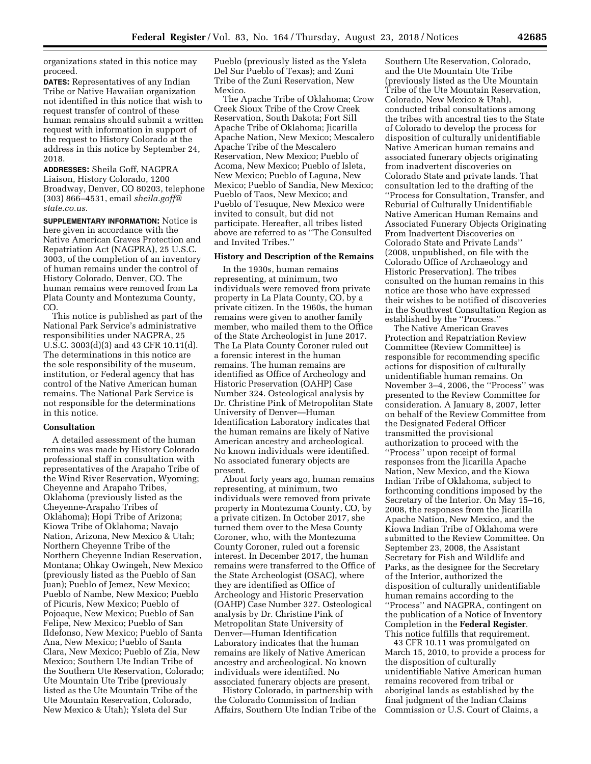organizations stated in this notice may proceed.

**DATES:** Representatives of any Indian Tribe or Native Hawaiian organization not identified in this notice that wish to request transfer of control of these human remains should submit a written request with information in support of the request to History Colorado at the address in this notice by September 24, 2018.

**ADDRESSES:** Sheila Goff, NAGPRA Liaison, History Colorado, 1200 Broadway, Denver, CO 80203, telephone (303) 866–4531, email *sheila.goff@state.co.us.*

**SUPPLEMENTARY INFORMATION:** Notice is here given in accordance with the Native American Graves Protection and Repatriation Act (NAGPRA), 25 U.S.C. 3003, of the completion of an inventory of human remains under the control of History Colorado, Denver, CO. The human remains were removed from La Plata County and Montezuma County, CO.

This notice is published as part of the National Park Service's administrative responsibilities under NAGPRA, 25 U.S.C. 3003(d)(3) and 43 CFR 10.11(d). The determinations in this notice are the sole responsibility of the museum, institution, or Federal agency that has control of the Native American human remains. The National Park Service is not responsible for the determinations in this notice.

## Consultation

A detailed assessment of the human remains was made by History Colorado professional staff in consultation with representatives of the Arapaho Tribe of the Wind River Reservation, Wyoming; Cheyenne and Arapaho Tribes, Oklahoma (previously listed as the Cheyenne-Arapaho Tribes of Oklahoma); Hopi Tribe of Arizona; Kiowa Tribe of Oklahoma; Navajo Nation, Arizona, New Mexico & Utah; Northern Cheyenne Tribe of the Northern Cheyenne Indian Reservation, Montana; Ohkay Owingeh, New Mexico (previously listed as the Pueblo of San Juan); Pueblo of Jemez, New Mexico; Pueblo of Nambe, New Mexico; Pueblo of Picuris, New Mexico; Pueblo of Pojoaque, New Mexico; Pueblo of San Felipe, New Mexico; Pueblo of San Ildefonso, New Mexico; Pueblo of Santa Ana, New Mexico; Pueblo of Santa Clara, New Mexico; Pueblo of Zia, New Mexico; Southern Ute Indian Tribe of the Southern Ute Reservation, Colorado; Ute Mountain Ute Tribe (previously listed as the Ute Mountain Tribe of the Ute Mountain Reservation, Colorado, New Mexico & Utah); Ysleta del Sur Pueblo (previously listed as the Ysleta Del Sur Pueblo of Texas); and Zuni Tribe of the Zuni Reservation, New Mexico.

The Apache Tribe of Oklahoma; Crow Creek Sioux Tribe of the Crow Creek Reservation, South Dakota; Fort Sill Apache Tribe of Oklahoma; Jicarilla Apache Nation, New Mexico; Mescalero Apache Tribe of the Mescalero Reservation, New Mexico; Pueblo of Acoma, New Mexico; Pueblo of Isleta, New Mexico; Pueblo of Laguna, New Mexico; Pueblo of Sandia, New Mexico; Pueblo of Taos, New Mexico; and Pueblo of Tesuque, New Mexico were invited to consult, but did not participate. Hereafter, all tribes listed above are referred to as ''The Consulted and Invited Tribes.''

## History and Description of the Remains

In the 1930s, human remains representing, at minimum, two individuals were removed from private property in La Plata County, CO, by a private citizen. In the 1960s, the human remains were given to another family member, who mailed them to the Office of the State Archeologist in June 2017. The La Plata County Coroner ruled out a forensic interest in the human remains. The human remains are identified as Office of Archeology and Historic Preservation (OAHP) Case Number 324. Osteological analysis by Dr. Christine Pink of Metropolitan State University of Denver—Human Identification Laboratory indicates that the human remains are likely of Native American ancestry and archeological. No known individuals were identified. No associated funerary objects are present.

About forty years ago, human remains representing, at minimum, two individuals were removed from private property in Montezuma County, CO, by a private citizen. In October 2017, she turned them over to the Mesa County Coroner, who, with the Montezuma County Coroner, ruled out a forensic interest. In December 2017, the human remains were transferred to the Office of the State Archeologist (OSAC), where they are identified as Office of Archeology and Historic Preservation (OAHP) Case Number 327. Osteological analysis by Dr. Christine Pink of Metropolitan State University of Denver—Human Identification Laboratory indicates that the human remains are likely of Native American ancestry and archeological. No known individuals were identified. No associated funerary objects are present.

History Colorado, in partnership with the Colorado Commission of Indian Affairs, Southern Ute Indian Tribe of the Southern Ute Reservation, Colorado, and the Ute Mountain Ute Tribe (previously listed as the Ute Mountain Tribe of the Ute Mountain Reservation, Colorado, New Mexico & Utah), conducted tribal consultations among the tribes with ancestral ties to the State of Colorado to develop the process for disposition of culturally unidentifiable Native American human remains and associated funerary objects originating from inadvertent discoveries on Colorado State and private lands. That consultation led to the drafting of the ''Process for Consultation, Transfer, and Reburial of Culturally Unidentifiable Native American Human Remains and Associated Funerary Objects Originating From Inadvertent Discoveries on Colorado State and Private Lands'' (2008, unpublished, on file with the Colorado Office of Archaeology and Historic Preservation). The tribes consulted on the human remains in this notice are those who have expressed their wishes to be notified of discoveries in the Southwest Consultation Region as established by the ''Process.''

The Native American Graves Protection and Repatriation Review Committee (Review Committee) is responsible for recommending specific actions for disposition of culturally unidentifiable human remains. On November 3–4, 2006, the ''Process'' was presented to the Review Committee for consideration. A January 8, 2007, letter on behalf of the Review Committee from the Designated Federal Officer transmitted the provisional authorization to proceed with the ''Process'' upon receipt of formal responses from the Jicarilla Apache Nation, New Mexico, and the Kiowa Indian Tribe of Oklahoma, subject to forthcoming conditions imposed by the Secretary of the Interior. On May 15–16, 2008, the responses from the Jicarilla Apache Nation, New Mexico, and the Kiowa Indian Tribe of Oklahoma were submitted to the Review Committee. On September 23, 2008, the Assistant Secretary for Fish and Wildlife and Parks, as the designee for the Secretary of the Interior, authorized the disposition of culturally unidentifiable human remains according to the ''Process'' and NAGPRA, contingent on the publication of a Notice of Inventory Completion in the **Federal Register**. This notice fulfills that requirement.

43 CFR 10.11 was promulgated on March 15, 2010, to provide a process for the disposition of culturally unidentifiable Native American human remains recovered from tribal or aboriginal lands as established by the final judgment of the Indian Claims Commission or U.S. Court of Claims, a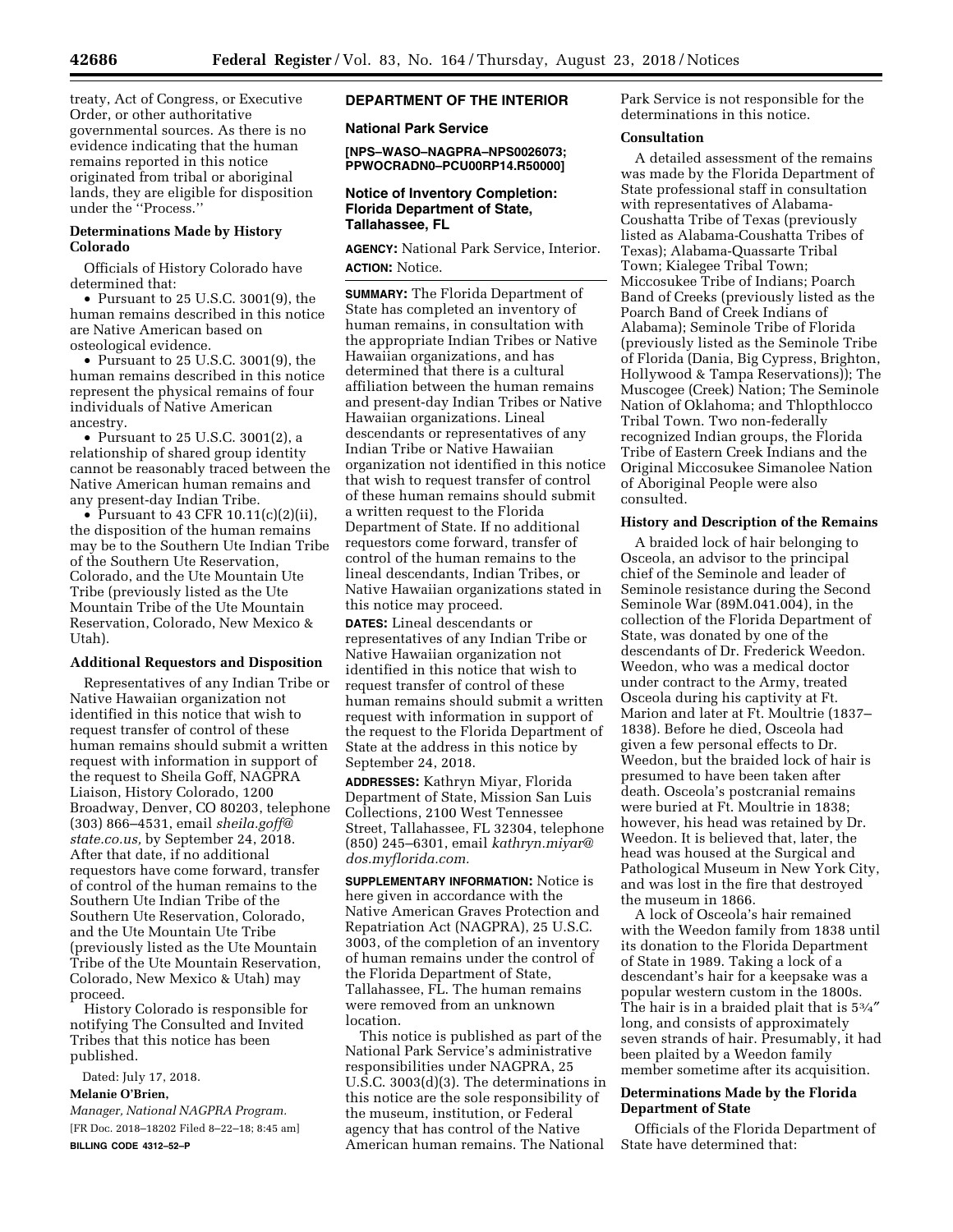treaty, Act of Congress, or Executive Order, or other authoritative governmental sources. As there is no evidence indicating that the human remains reported in this notice originated from tribal or aboriginal lands, they are eligible for disposition under the ''Process.''

### Determinations Made by History Colorado

Officials of History Colorado have determined that:

- Pursuant to 25 U.S.C. 3001(9), the human remains described in this notice are Native American based on osteological evidence.
- Pursuant to 25 U.S.C. 3001(9), the human remains described in this notice represent the physical remains of four individuals of Native American ancestry.
- Pursuant to 25 U.S.C. 3001(2), a relationship of shared group identity cannot be reasonably traced between the Native American human remains and any present-day Indian Tribe.
- Pursuant to 43 CFR 10.11(c)(2)(ii), the disposition of the human remains may be to the Southern Ute Indian Tribe of the Southern Ute Reservation, Colorado, and the Ute Mountain Ute Tribe (previously listed as the Ute Mountain Tribe of the Ute Mountain Reservation, Colorado, New Mexico & Utah).

### Additional Requestors and Disposition

Representatives of any Indian Tribe or Native Hawaiian organization not identified in this notice that wish to request transfer of control of these human remains should submit a written request with information in support of the request to Sheila Goff, NAGPRA Liaison, History Colorado, 1200 Broadway, Denver, CO 80203, telephone (303) 866–4531, email *sheila.goff@state.co.us,* by September 24, 2018. After that date, if no additional requestors have come forward, transfer of control of the human remains to the Southern Ute Indian Tribe of the Southern Ute Reservation, Colorado, and the Ute Mountain Ute Tribe (previously listed as the Ute Mountain Tribe of the Ute Mountain Reservation, Colorado, New Mexico & Utah) may proceed.

History Colorado is responsible for notifying The Consulted and Invited Tribes that this notice has been published.

Dated: July 17, 2018.

**Melanie O'Brien,**

*Manager, National NAGPRA Program.*

[FR Doc. 2018–18202 Filed 8–22–18; 8:45 am]

**BILLING CODE 4312–52–P**

## DEPARTMENT OF THE INTERIOR

### National Park Service

**[NPS–WASO–NAGPRA–NPS0026073; PPWOCRADN0–PCU00RP14.R50000]**

### Notice of Inventory Completion: Florida Department of State, Tallahassee, FL

**AGENCY:** National Park Service, Interior.

**ACTION:** Notice.

**SUMMARY:** The Florida Department of State has completed an inventory of human remains, in consultation with the appropriate Indian Tribes or Native Hawaiian organizations, and has determined that there is a cultural affiliation between the human remains and present-day Indian Tribes or Native Hawaiian organizations. Lineal descendants or representatives of any Indian Tribe or Native Hawaiian organization not identified in this notice that wish to request transfer of control of these human remains should submit a written request to the Florida Department of State. If no additional requestors come forward, transfer of control of the human remains to the lineal descendants, Indian Tribes, or Native Hawaiian organizations stated in this notice may proceed.

**DATES:** Lineal descendants or representatives of any Indian Tribe or Native Hawaiian organization not identified in this notice that wish to request transfer of control of these human remains should submit a written request with information in support of the request to the Florida Department of State at the address in this notice by September 24, 2018.

**ADDRESSES:** Kathryn Miyar, Florida Department of State, Mission San Luis Collections, 2100 West Tennessee Street, Tallahassee, FL 32304, telephone (850) 245–6301, email *kathryn.miyar@dos.myflorida.com.*

**SUPPLEMENTARY INFORMATION:** Notice is here given in accordance with the Native American Graves Protection and Repatriation Act (NAGPRA), 25 U.S.C. 3003, of the completion of an inventory of human remains under the control of the Florida Department of State, Tallahassee, FL. The human remains were removed from an unknown location.

This notice is published as part of the National Park Service's administrative responsibilities under NAGPRA, 25 U.S.C. 3003(d)(3). The determinations in this notice are the sole responsibility of the museum, institution, or Federal agency that has control of the Native American human remains. The National Park Service is not responsible for the determinations in this notice.

### Consultation

A detailed assessment of the remains was made by the Florida Department of State professional staff in consultation with representatives of Alabama-Coushatta Tribe of Texas (previously listed as Alabama-Coushatta Tribes of Texas); Alabama-Quassarte Tribal Town; Kialegee Tribal Town; Miccosukee Tribe of Indians; Poarch Band of Creeks (previously listed as the Poarch Band of Creek Indians of Alabama); Seminole Tribe of Florida (previously listed as the Seminole Tribe of Florida (Dania, Big Cypress, Brighton, Hollywood & Tampa Reservations)); The Muscogee (Creek) Nation; The Seminole Nation of Oklahoma; and Thlopthlocco Tribal Town. Two non-federally recognized Indian groups, the Florida Tribe of Eastern Creek Indians and the Original Miccosukee Simanolee Nation of Aboriginal People were also consulted.

### History and Description of the Remains

A braided lock of hair belonging to Osceola, an advisor to the principal chief of the Seminole and leader of Seminole resistance during the Second Seminole War (89M.041.004), in the collection of the Florida Department of State, was donated by one of the descendants of Dr. Frederick Weedon. Weedon, who was a medical doctor under contract to the Army, treated Osceola during his captivity at Ft. Marion and later at Ft. Moultrie (1837–1838). Before he died, Osceola had given a few personal effects to Dr. Weedon, but the braided lock of hair is presumed to have been taken after death. Osceola's postcranial remains were buried at Ft. Moultrie in 1838; however, his head was retained by Dr. Weedon. It is believed that, later, the head was housed at the Surgical and Pathological Museum in New York City, and was lost in the fire that destroyed the museum in 1866.

A lock of Osceola's hair remained with the Weedon family from 1838 until its donation to the Florida Department of State in 1989. Taking a lock of a descendant's hair for a keepsake was a popular western custom in the 1800s. The hair is in a braided plait that is 5¾″ long, and consists of approximately seven strands of hair. Presumably, it had been plaited by a Weedon family member sometime after its acquisition.

### Determinations Made by the Florida Department of State

Officials of the Florida Department of State have determined that: